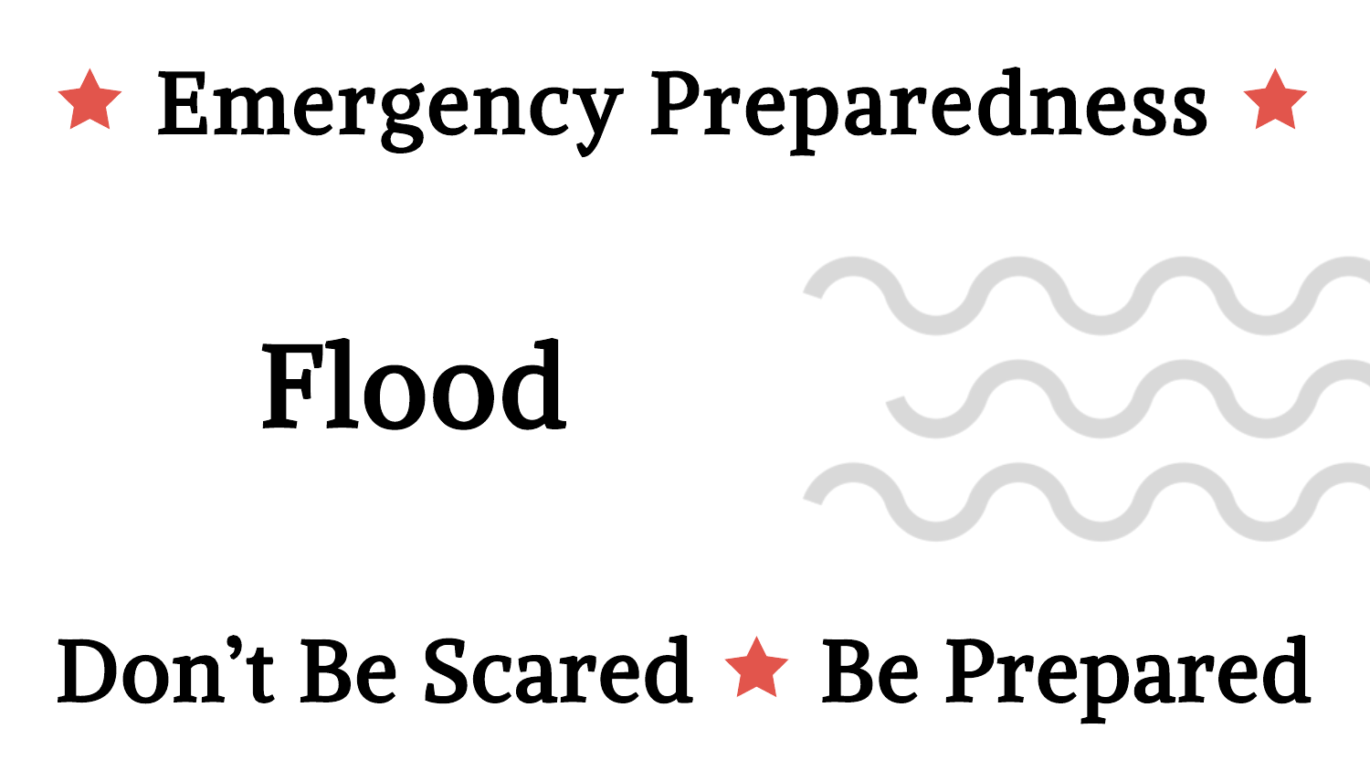# ★ Emergency Preparedness ★

## Flood

**Don't Be Scared ★ Be Prepared**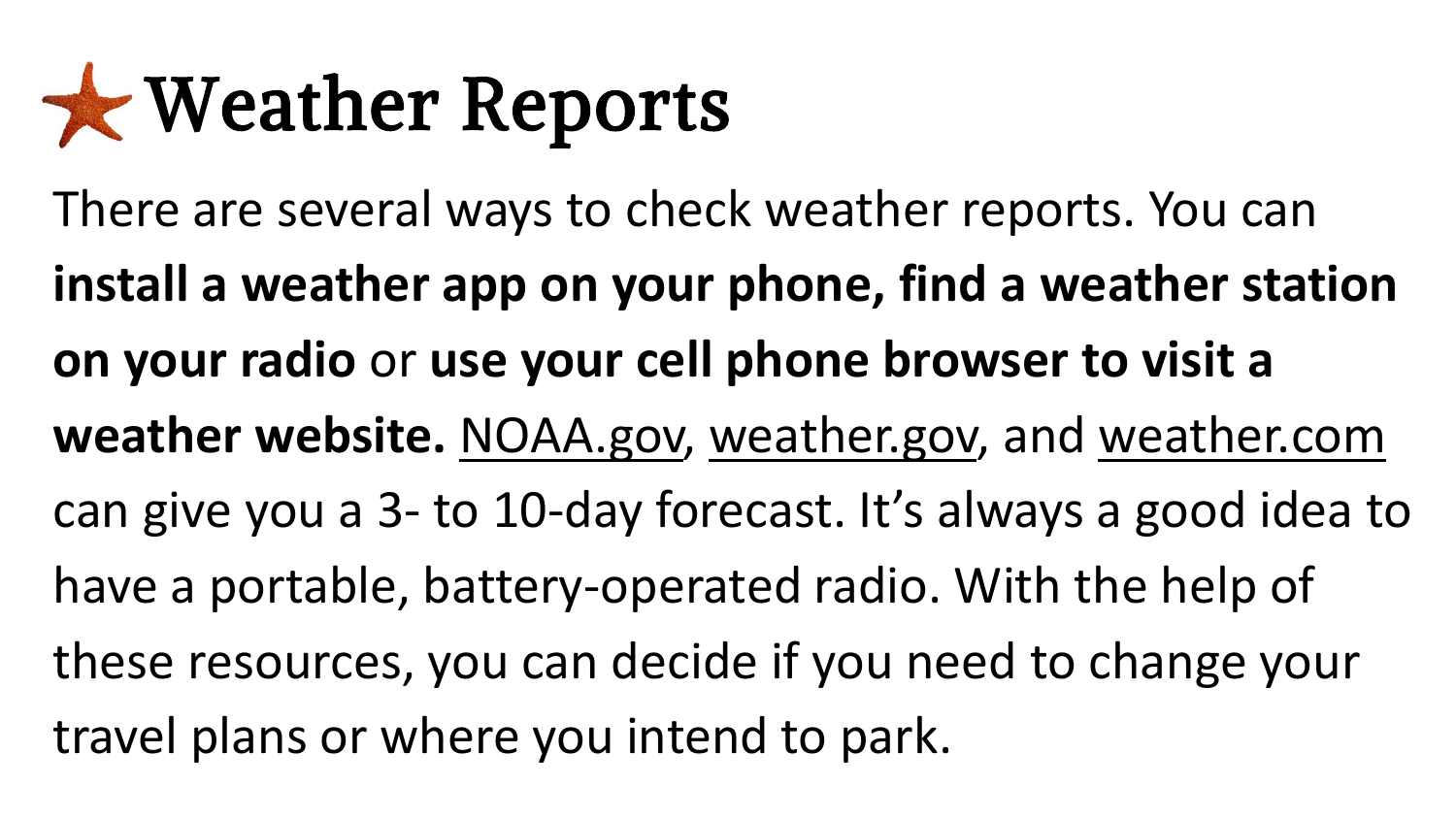# Weather Reports

There are several ways to check weather reports. You can **install a weather app on your phone, find a weather station on your radio** or **use your cell phone browser to visit a weather website.** NOAA.gov, weather.gov, and weather.com can give you a 3- to 10-day forecast. It's always a good idea to have a portable, battery-operated radio. With the help of these resources, you can decide if you need to change your travel plans or where you intend to park.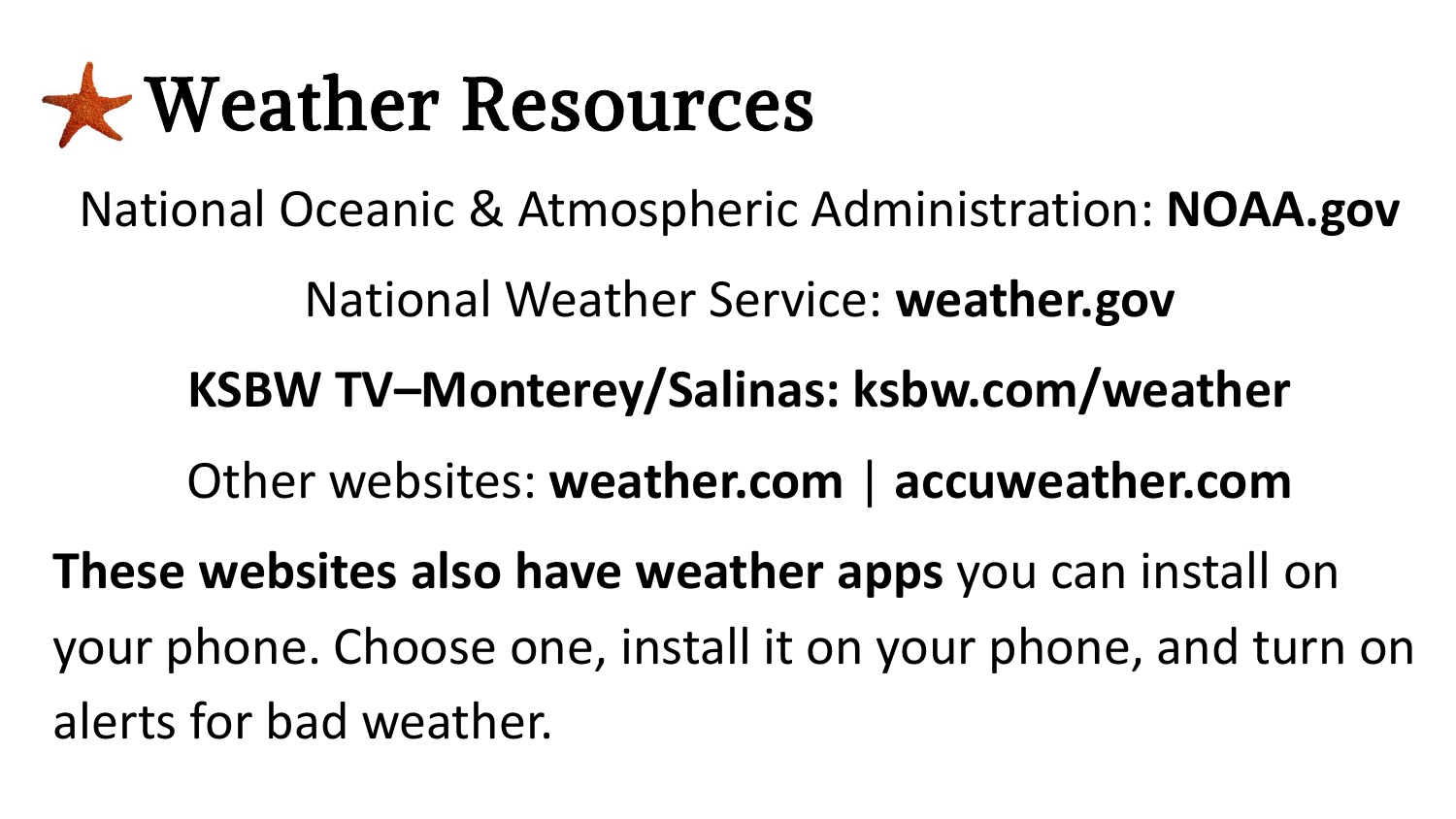# Weather Resources

National Oceanic & Atmospheric Administration: **NOAA.gov**

National Weather Service: **weather.gov**

**KSBW TV–Monterey/Salinas: ksbw.com/weather**

Other websites: **weather.com** | **accuweather.com**

**These websites also have weather apps** you can install on your phone. Choose one, install it on your phone, and turn on alerts for bad weather.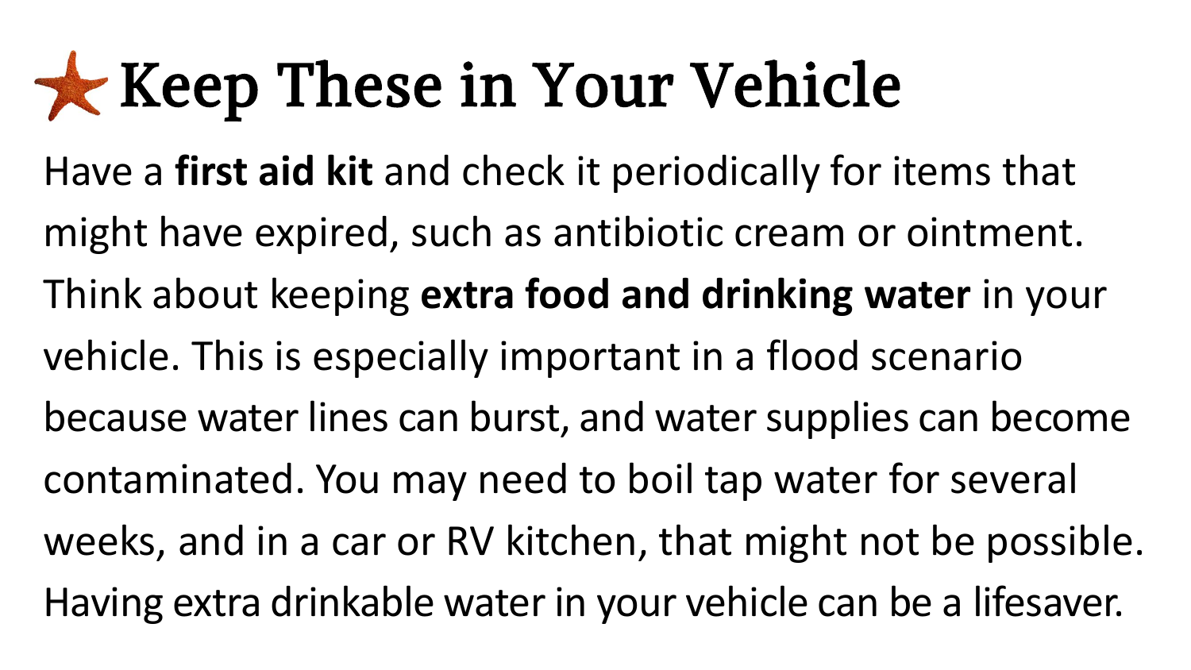# Keep These in Your Vehicle

Have a **first aid kit** and check it periodically for items that might have expired, such as antibiotic cream or ointment. Think about keeping **extra food and drinking water** in your vehicle. This is especially important in a flood scenario because water lines can burst, and water supplies can become contaminated. You may need to boil tap water for several weeks, and in a car or RV kitchen, that might not be possible. Having extra drinkable water in your vehicle can be a lifesaver.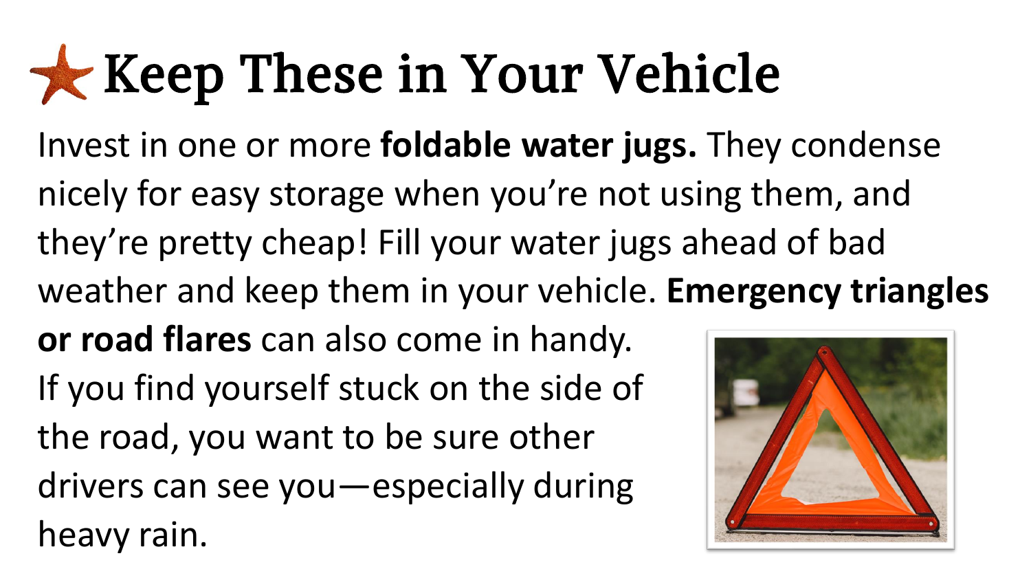# Keep These in Your Vehicle

Invest in one or more **foldable water jugs.** They condense nicely for easy storage when you're not using them, and they're pretty cheap! Fill your water jugs ahead of bad weather and keep them in your vehicle. **Emergency triangles or road flares** can also come in handy. If you find yourself stuck on the side of the road, you want to be sure other drivers can see you—especially during heavy rain.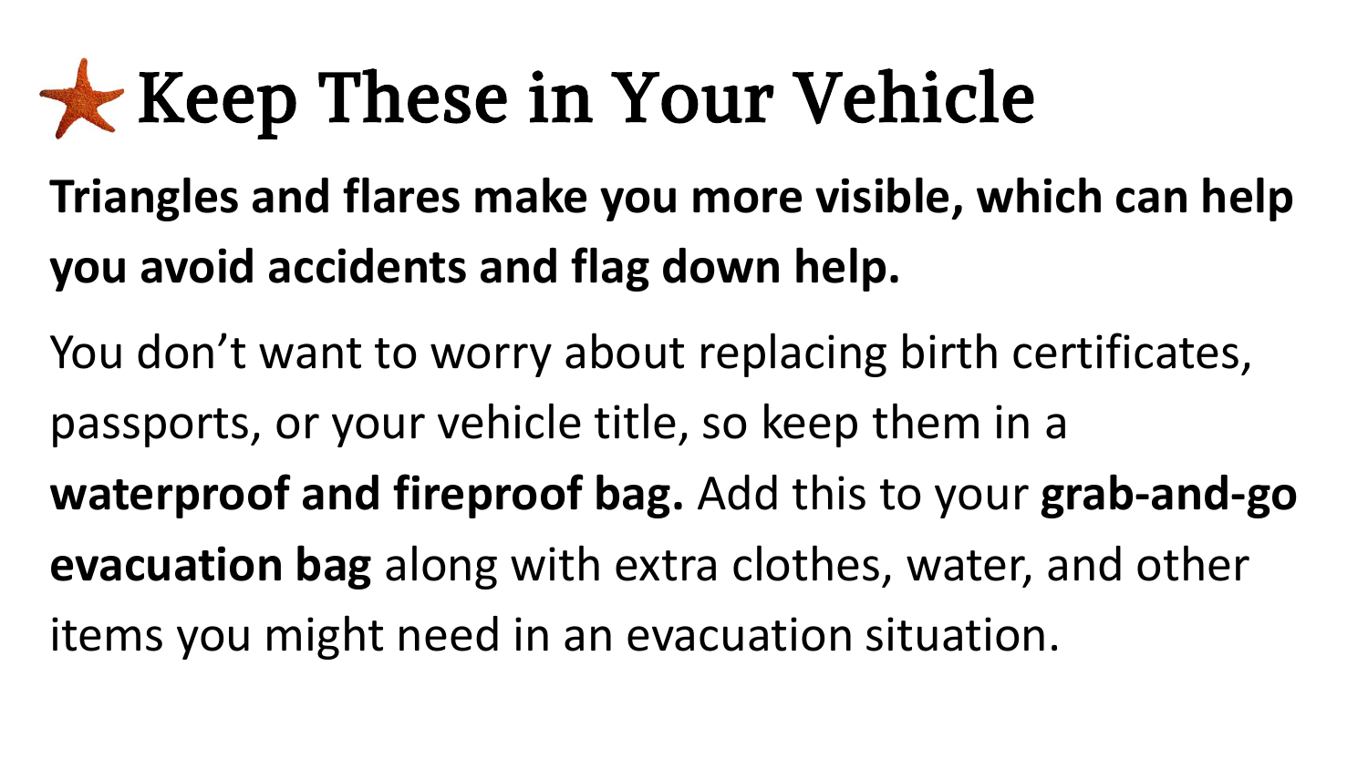# Keep These in Your Vehicle

**Triangles and flares make you more visible, which can help you avoid accidents and flag down help.**

You don't want to worry about replacing birth certificates, passports, or your vehicle title, so keep them in a **waterproof and fireproof bag.** Add this to your **grab-and-go evacuation bag** along with extra clothes, water, and other items you might need in an evacuation situation.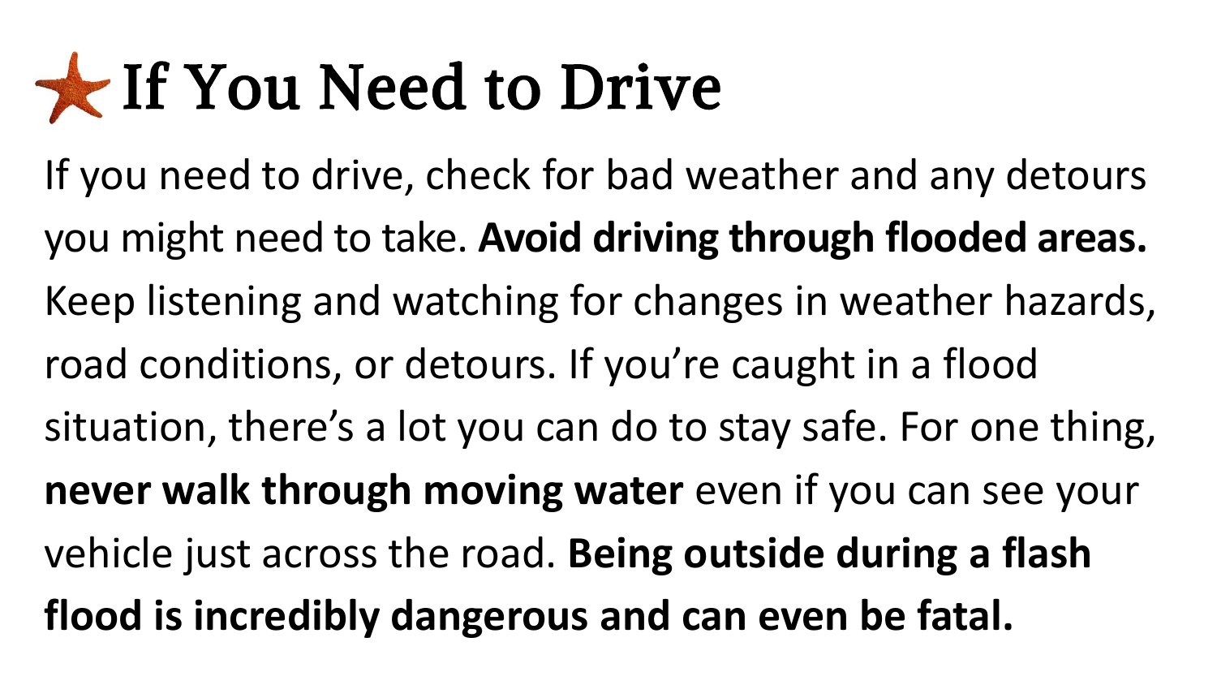# If You Need to Drive

If you need to drive, check for bad weather and any detours you might need to take. **Avoid driving through flooded areas.** Keep listening and watching for changes in weather hazards, road conditions, or detours. If you're caught in a flood situation, there's a lot you can do to stay safe. For one thing, **never walk through moving water** even if you can see your vehicle just across the road. **Being outside during a flash flood is incredibly dangerous and can even be fatal.**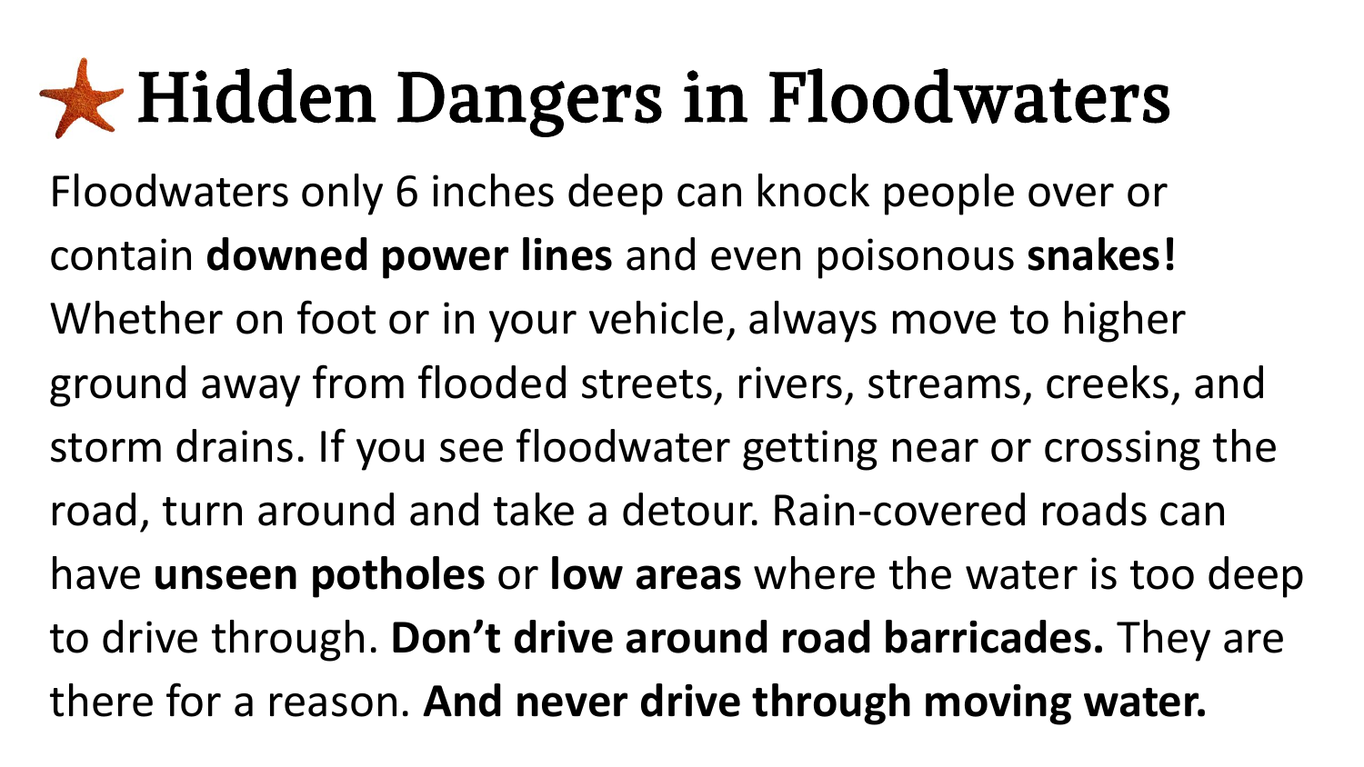# Hidden Dangers in Floodwaters

Floodwaters only 6 inches deep can knock people over or contain **downed power lines** and even poisonous **snakes!** Whether on foot or in your vehicle, always move to higher ground away from flooded streets, rivers, streams, creeks, and storm drains. If you see floodwater getting near or crossing the road, turn around and take a detour. Rain-covered roads can have **unseen potholes** or **low areas** where the water is too deep to drive through. **Don't drive around road barricades.** They are there for a reason. **And never drive through moving water.**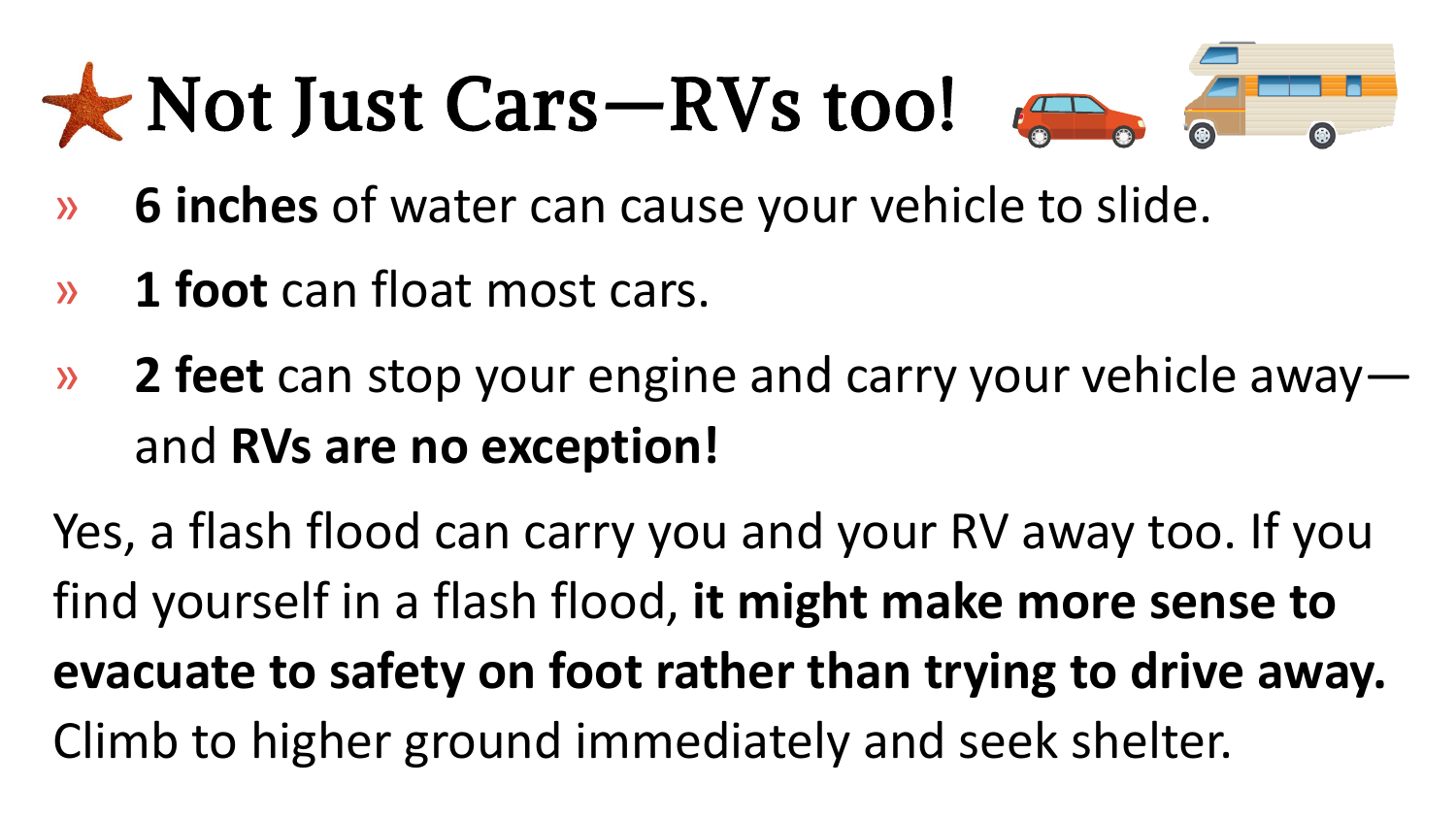# Not Just Cars—RVs too!

- **6 inches** of water can cause your vehicle to slide.
- **1 foot** can float most cars.
- **2 feet** can stop your engine and carry your vehicle away—and **RVs are no exception!**

Yes, a flash flood can carry you and your RV away too. If you find yourself in a flash flood, **it might make more sense to evacuate to safety on foot rather than trying to drive away.** Climb to higher ground immediately and seek shelter.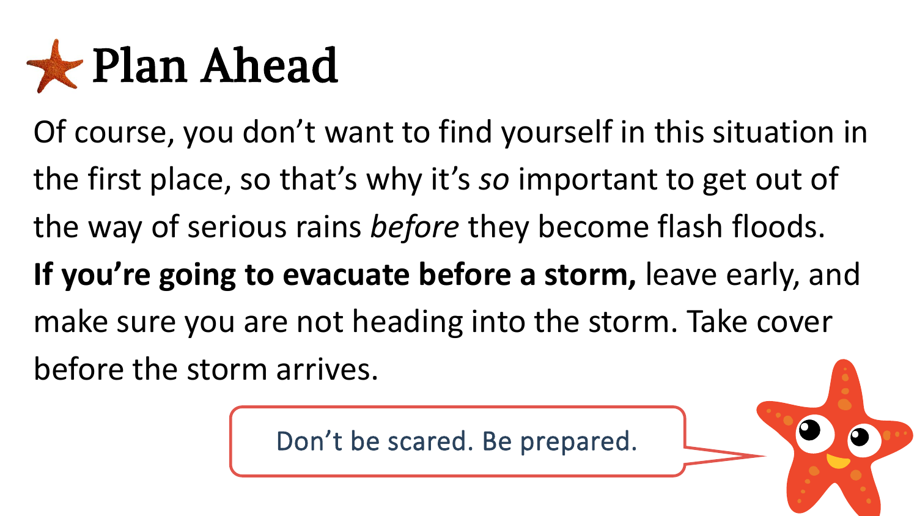# Plan Ahead

Of course, you don't want to find yourself in this situation in the first place, so that's why it's *so* important to get out of the way of serious rains *before* they become flash floods. **If you're going to evacuate before a storm,** leave early, and make sure you are not heading into the storm. Take cover before the storm arrives.

Don't be scared. Be prepared.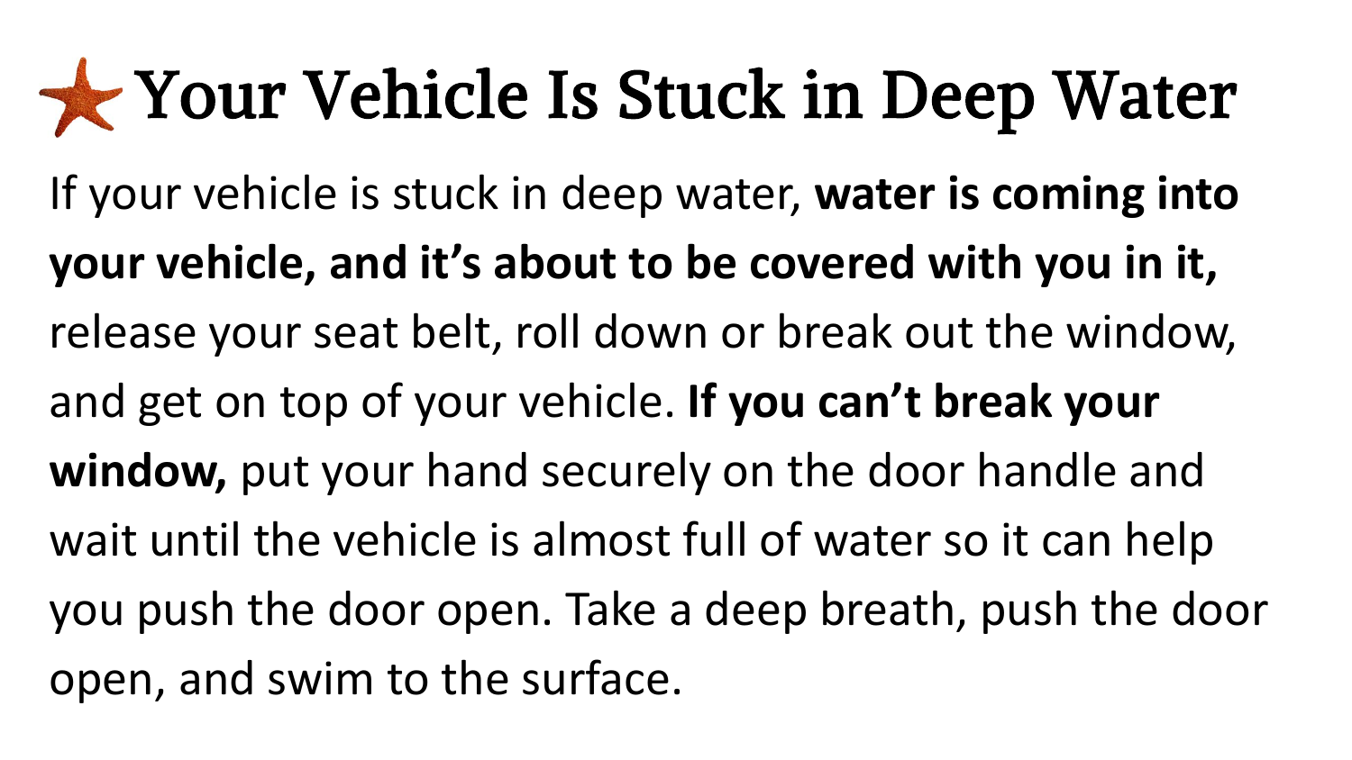# Your Vehicle Is Stuck in Deep Water

If your vehicle is stuck in deep water, **water is coming into your vehicle, and it's about to be covered with you in it,** release your seat belt, roll down or break out the window, and get on top of your vehicle. **If you can't break your window,** put your hand securely on the door handle and wait until the vehicle is almost full of water so it can help you push the door open. Take a deep breath, push the door open, and swim to the surface.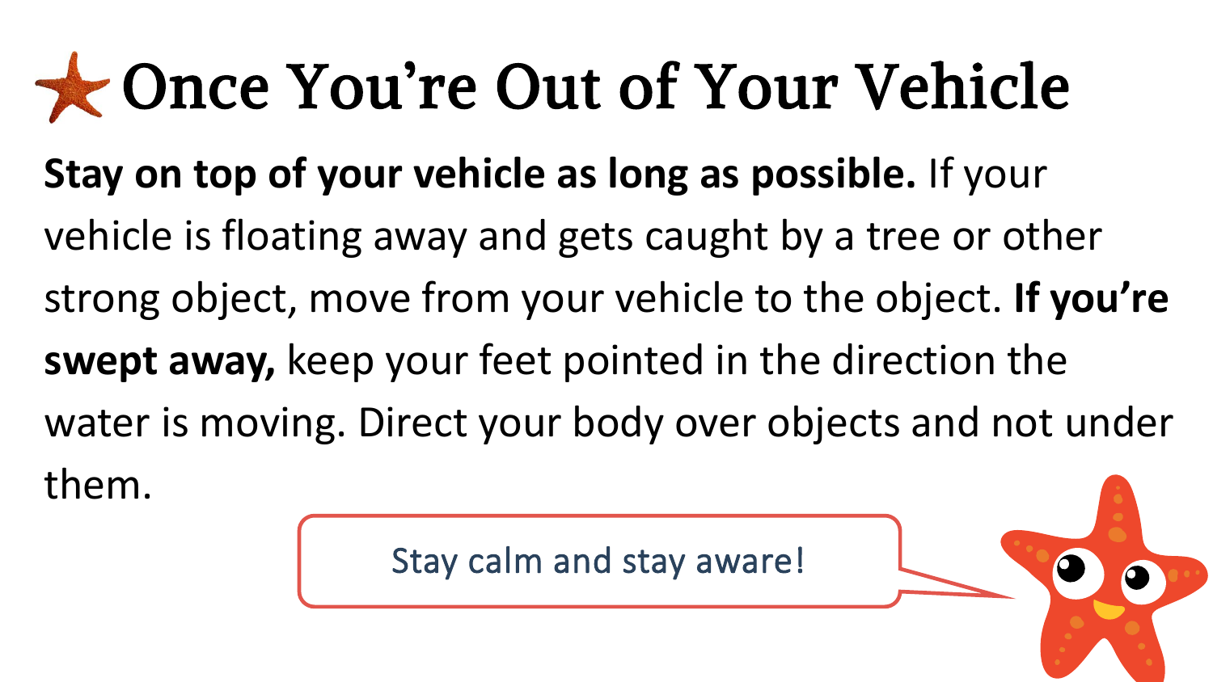# Once You're Out of Your Vehicle

**Stay on top of your vehicle as long as possible.** If your vehicle is floating away and gets caught by a tree or other strong object, move from your vehicle to the object. **If you're swept away,** keep your feet pointed in the direction the water is moving. Direct your body over objects and not under them.

Stay calm and stay aware!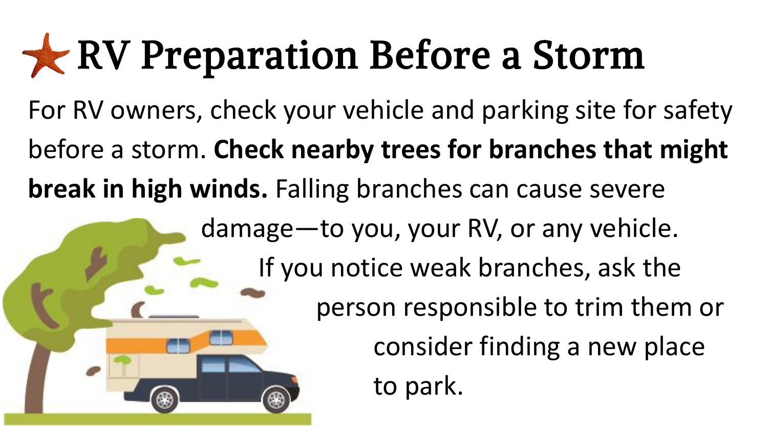# RV Preparation Before a Storm

For RV owners, check your vehicle and parking site for safety before a storm. **Check nearby trees for branches that might break in high winds.** Falling branches can cause severe damage—to you, your RV, or any vehicle. If you notice weak branches, ask the person responsible to trim them or consider finding a new place to park.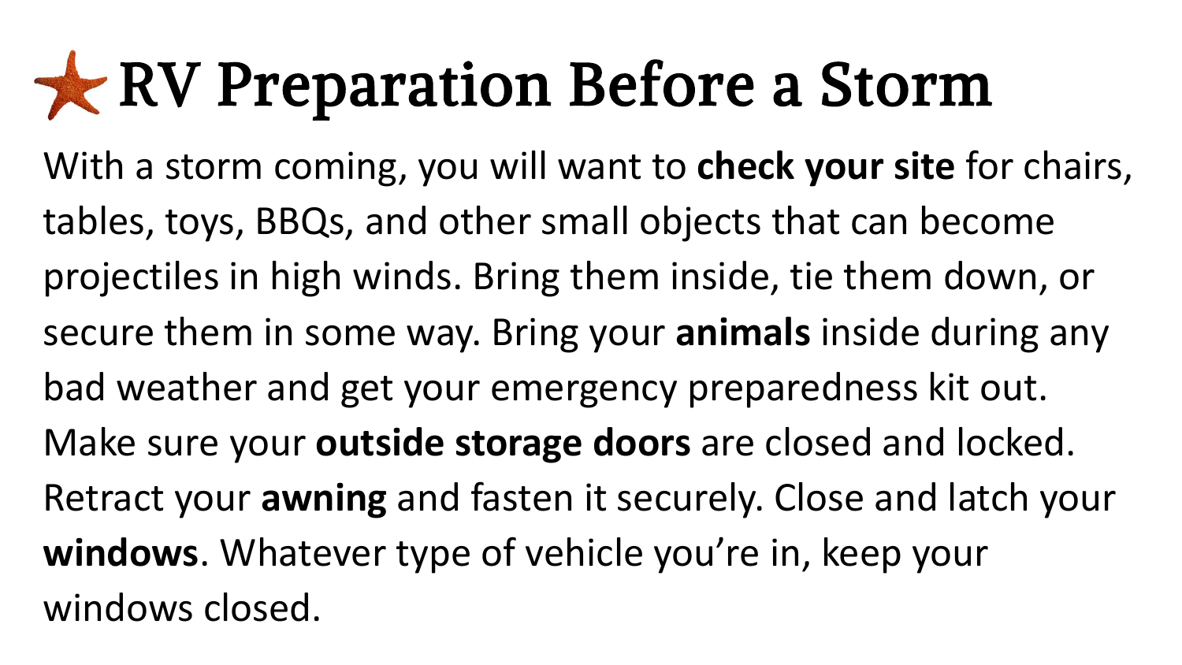# RV Preparation Before a Storm

With a storm coming, you will want to **check your site** for chairs, tables, toys, BBQs, and other small objects that can become projectiles in high winds. Bring them inside, tie them down, or secure them in some way. Bring your **animals** inside during any bad weather and get your emergency preparedness kit out. Make sure your **outside storage doors** are closed and locked. Retract your **awning** and fasten it securely. Close and latch your **windows**. Whatever type of vehicle you're in, keep your windows closed.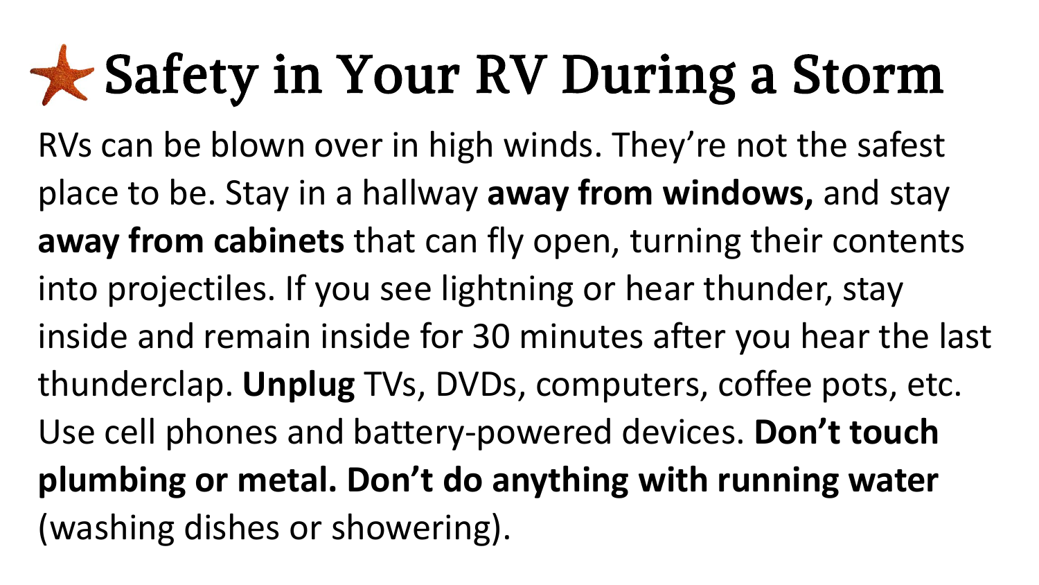# Safety in Your RV During a Storm

RVs can be blown over in high winds. They're not the safest place to be. Stay in a hallway **away from windows,** and stay **away from cabinets** that can fly open, turning their contents into projectiles. If you see lightning or hear thunder, stay inside and remain inside for 30 minutes after you hear the last thunderclap. **Unplug** TVs, DVDs, computers, coffee pots, etc. Use cell phones and battery-powered devices. **Don't touch plumbing or metal. Don't do anything with running water** (washing dishes or showering).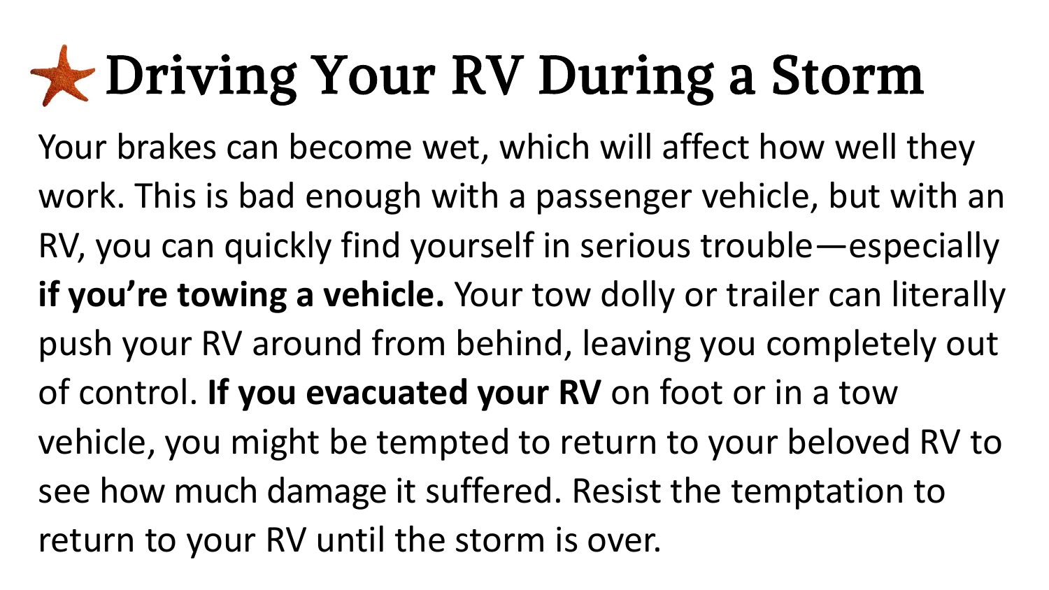# Driving Your RV During a Storm

Your brakes can become wet, which will affect how well they work. This is bad enough with a passenger vehicle, but with an RV, you can quickly find yourself in serious trouble—especially **if you're towing a vehicle.** Your tow dolly or trailer can literally push your RV around from behind, leaving you completely out of control. **If you evacuated your RV** on foot or in a tow vehicle, you might be tempted to return to your beloved RV to see how much damage it suffered. Resist the temptation to return to your RV until the storm is over.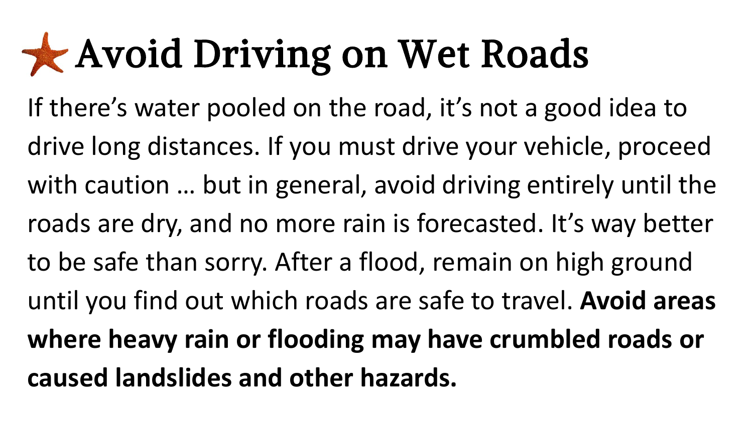# Avoid Driving on Wet Roads

If there's water pooled on the road, it's not a good idea to drive long distances. If you must drive your vehicle, proceed with caution … but in general, avoid driving entirely until the roads are dry, and no more rain is forecasted. It's way better to be safe than sorry. After a flood, remain on high ground until you find out which roads are safe to travel. **Avoid areas where heavy rain or flooding may have crumbled roads or caused landslides and other hazards.**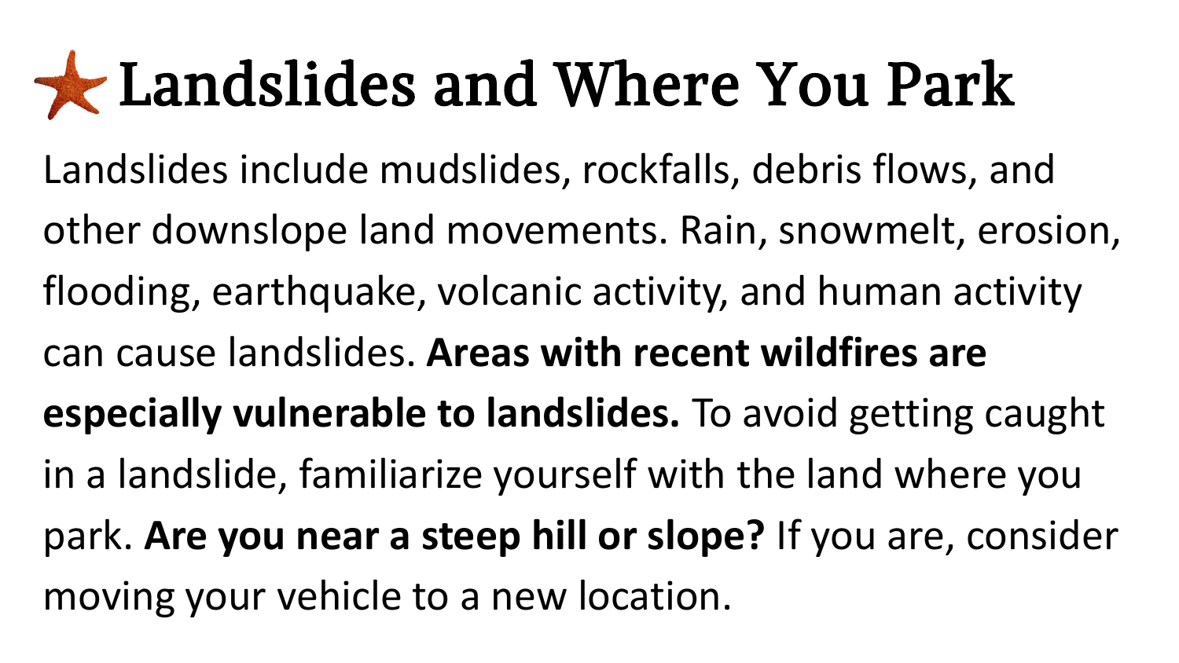# Landslides and Where You Park

Landslides include mudslides, rockfalls, debris flows, and other downslope land movements. Rain, snowmelt, erosion, flooding, earthquake, volcanic activity, and human activity can cause landslides. **Areas with recent wildfires are especially vulnerable to landslides.** To avoid getting caught in a landslide, familiarize yourself with the land where you park. **Are you near a steep hill or slope?** If you are, consider moving your vehicle to a new location.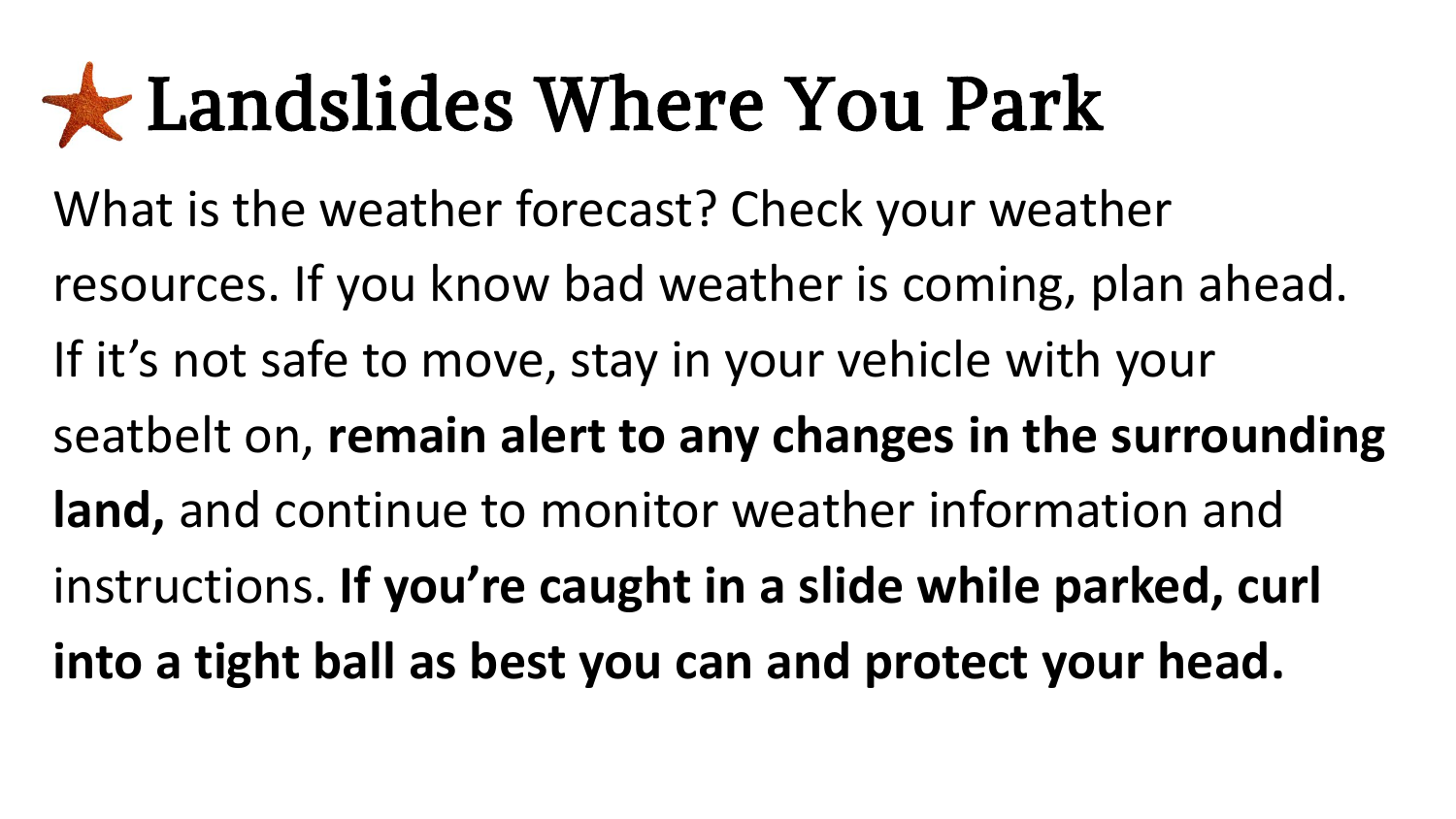# Landslides Where You Park

What is the weather forecast? Check your weather resources. If you know bad weather is coming, plan ahead. If it's not safe to move, stay in your vehicle with your seatbelt on, **remain alert to any changes in the surrounding land,** and continue to monitor weather information and instructions. **If you're caught in a slide while parked, curl into a tight ball as best you can and protect your head.**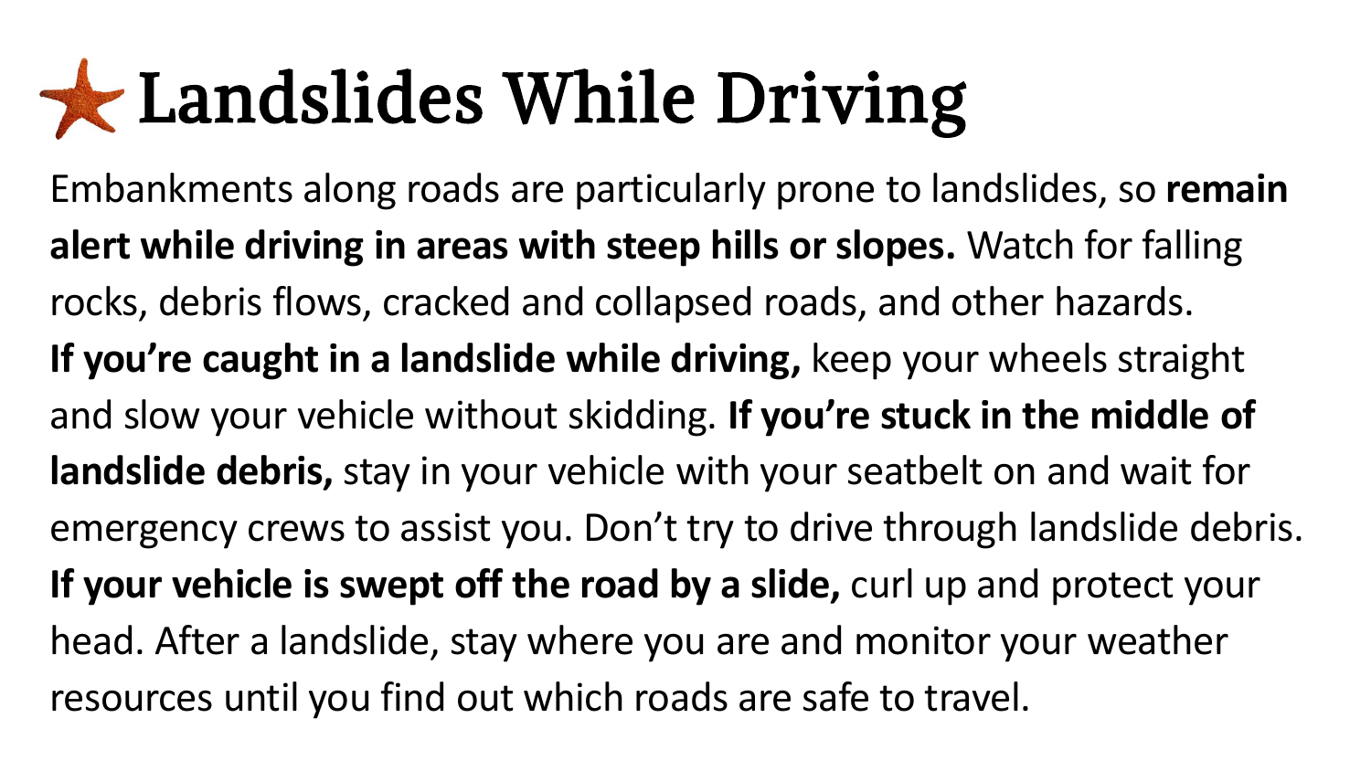# Landslides While Driving

Embankments along roads are particularly prone to landslides, so **remain alert while driving in areas with steep hills or slopes.** Watch for falling rocks, debris flows, cracked and collapsed roads, and other hazards. **If you're caught in a landslide while driving,** keep your wheels straight and slow your vehicle without skidding. **If you're stuck in the middle of landslide debris,** stay in your vehicle with your seatbelt on and wait for emergency crews to assist you. Don't try to drive through landslide debris. **If your vehicle is swept off the road by a slide,** curl up and protect your head. After a landslide, stay where you are and monitor your weather resources until you find out which roads are safe to travel.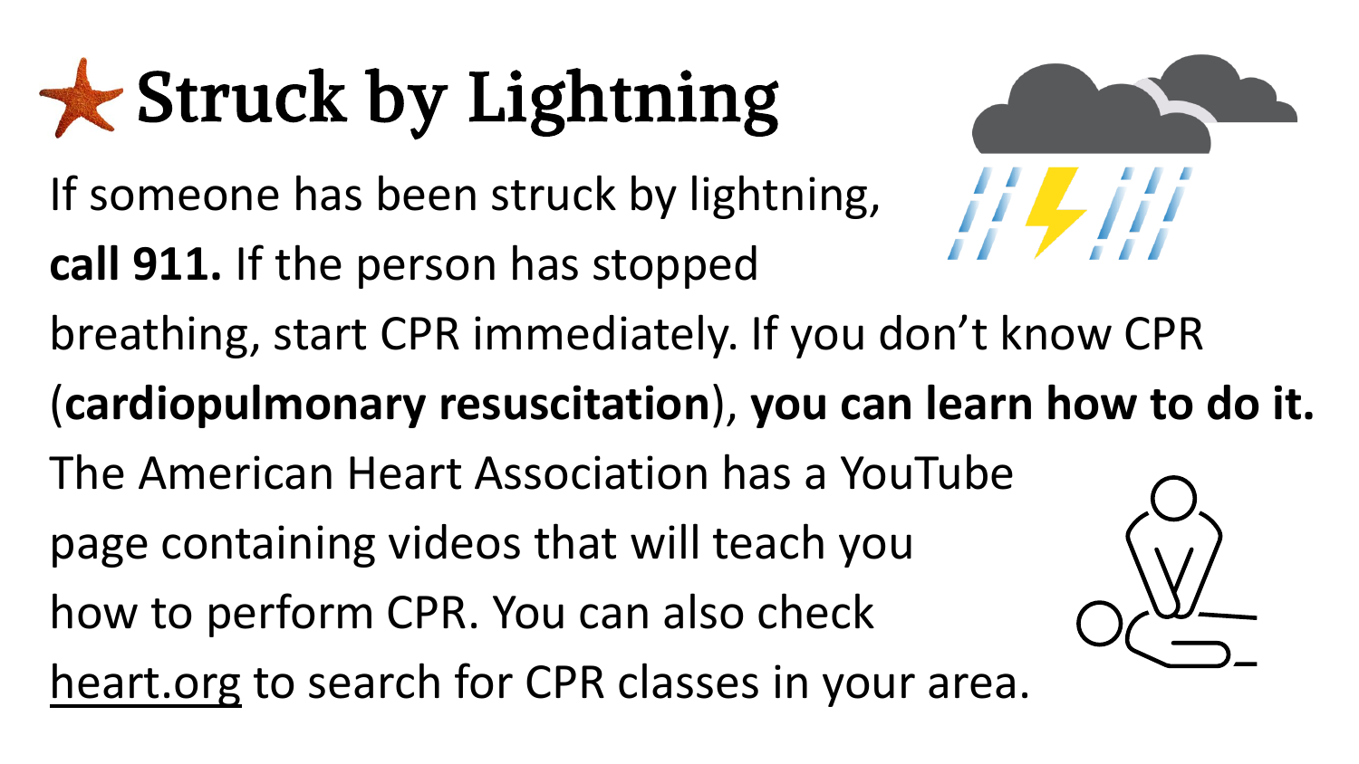# Struck by Lightning

If someone has been struck by lightning, **call 911.** If the person has stopped breathing, start CPR immediately. If you don't know CPR (**cardiopulmonary resuscitation**), **you can learn how to do it.** The American Heart Association has a YouTube page containing videos that will teach you how to perform CPR. You can also check heart.org to search for CPR classes in your area.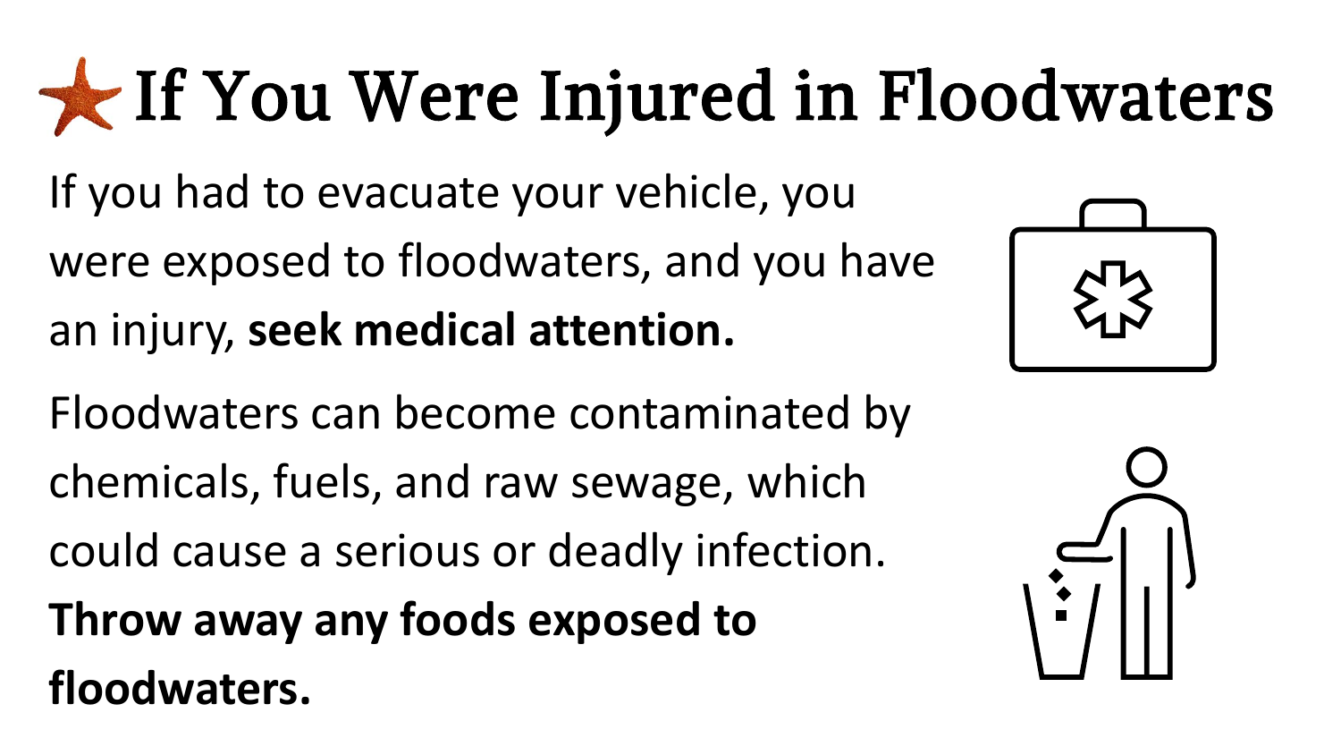# If You Were Injured in Floodwaters

If you had to evacuate your vehicle, you were exposed to floodwaters, and you have an injury, **seek medical attention.**

Floodwaters can become contaminated by chemicals, fuels, and raw sewage, which could cause a serious or deadly infection. **Throw away any foods exposed to floodwaters.**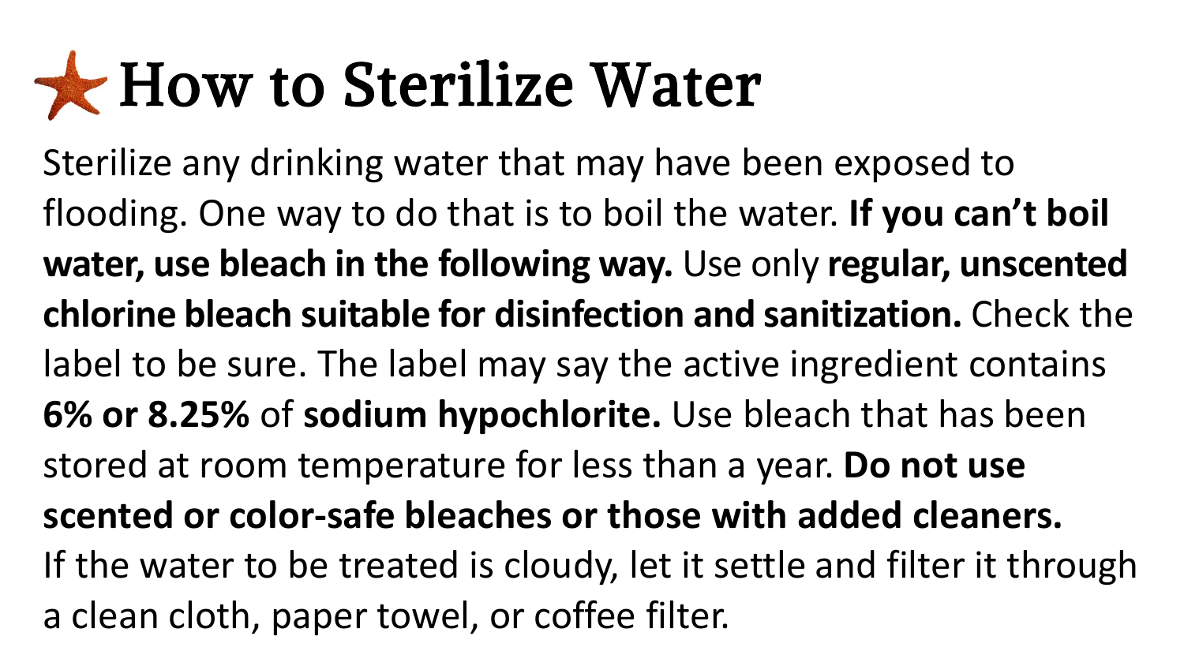# How to Sterilize Water

Sterilize any drinking water that may have been exposed to flooding. One way to do that is to boil the water. **If you can't boil water, use bleach in the following way.** Use only **regular, unscented chlorine bleach suitable for disinfection and sanitization.** Check the label to be sure. The label may say the active ingredient contains **6% or 8.25%** of **sodium hypochlorite.** Use bleach that has been stored at room temperature for less than a year. **Do not use scented or color-safe bleaches or those with added cleaners.** If the water to be treated is cloudy, let it settle and filter it through a clean cloth, paper towel, or coffee filter.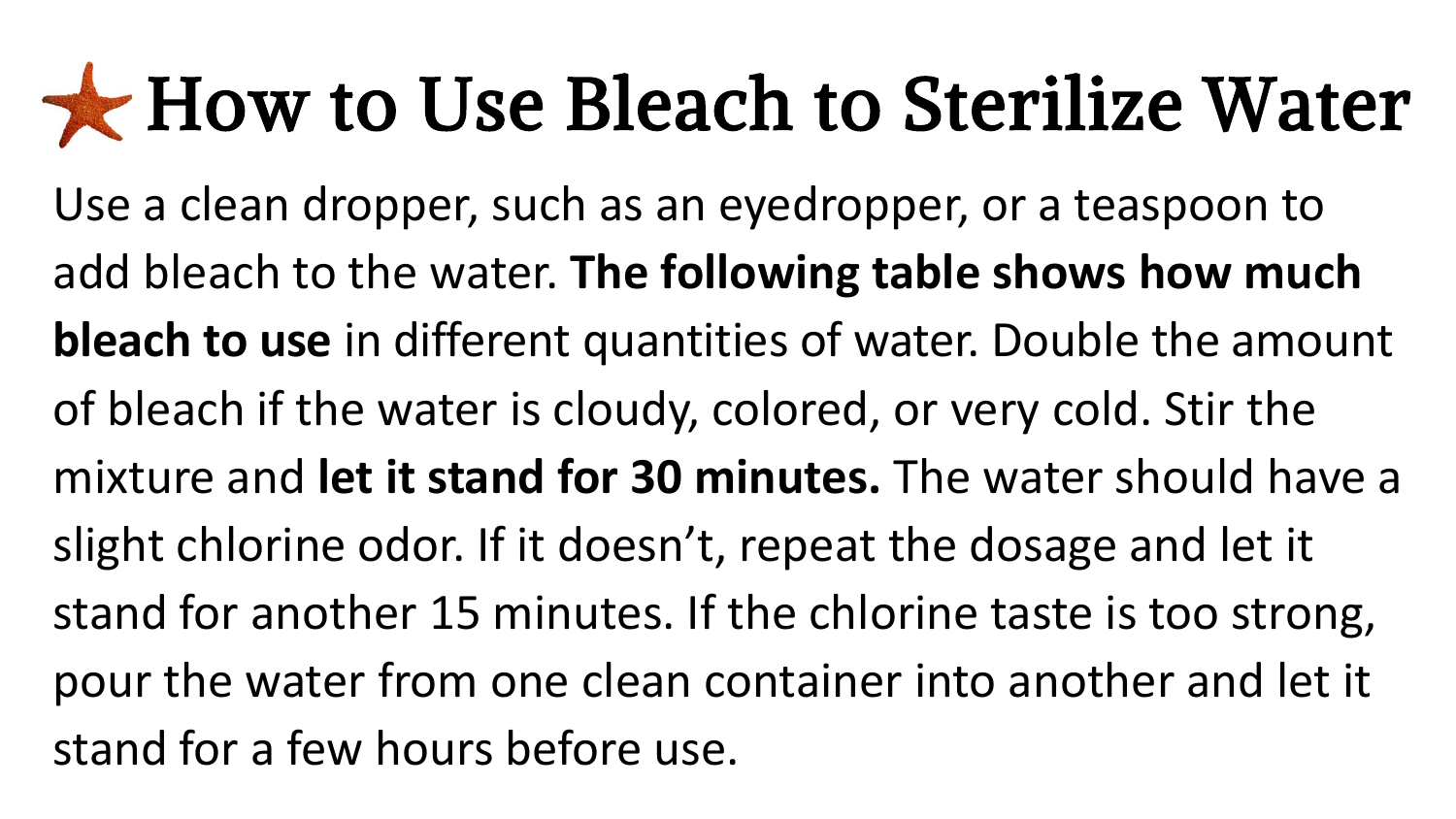# How to Use Bleach to Sterilize Water

Use a clean dropper, such as an eyedropper, or a teaspoon to add bleach to the water. **The following table shows how much bleach to use** in different quantities of water. Double the amount of bleach if the water is cloudy, colored, or very cold. Stir the mixture and **let it stand for 30 minutes.** The water should have a slight chlorine odor. If it doesn't, repeat the dosage and let it stand for another 15 minutes. If the chlorine taste is too strong, pour the water from one clean container into another and let it stand for a few hours before use.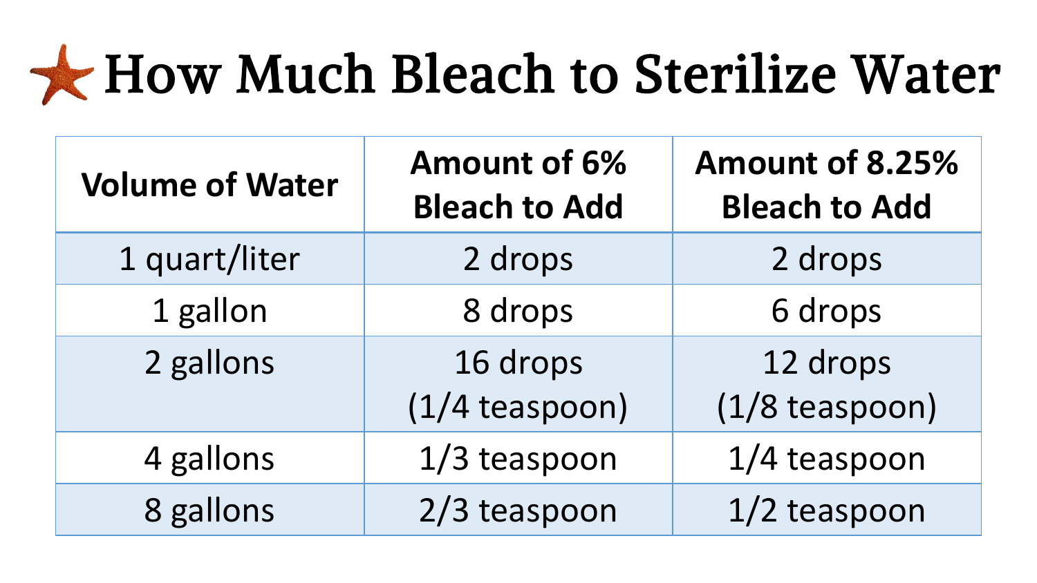# How Much Bleach to Sterilize Water

| Volume of Water | Amount of 6% Bleach to Add | Amount of 8.25% Bleach to Add |
|---|---|---|
| 1 quart/liter | 2 drops | 2 drops |
| 1 gallon | 8 drops | 6 drops |
| 2 gallons | 16 drops (1/4 teaspoon) | 12 drops (1/8 teaspoon) |
| 4 gallons | 1/3 teaspoon | 1/4 teaspoon |
| 8 gallons | 2/3 teaspoon | 1/2 teaspoon |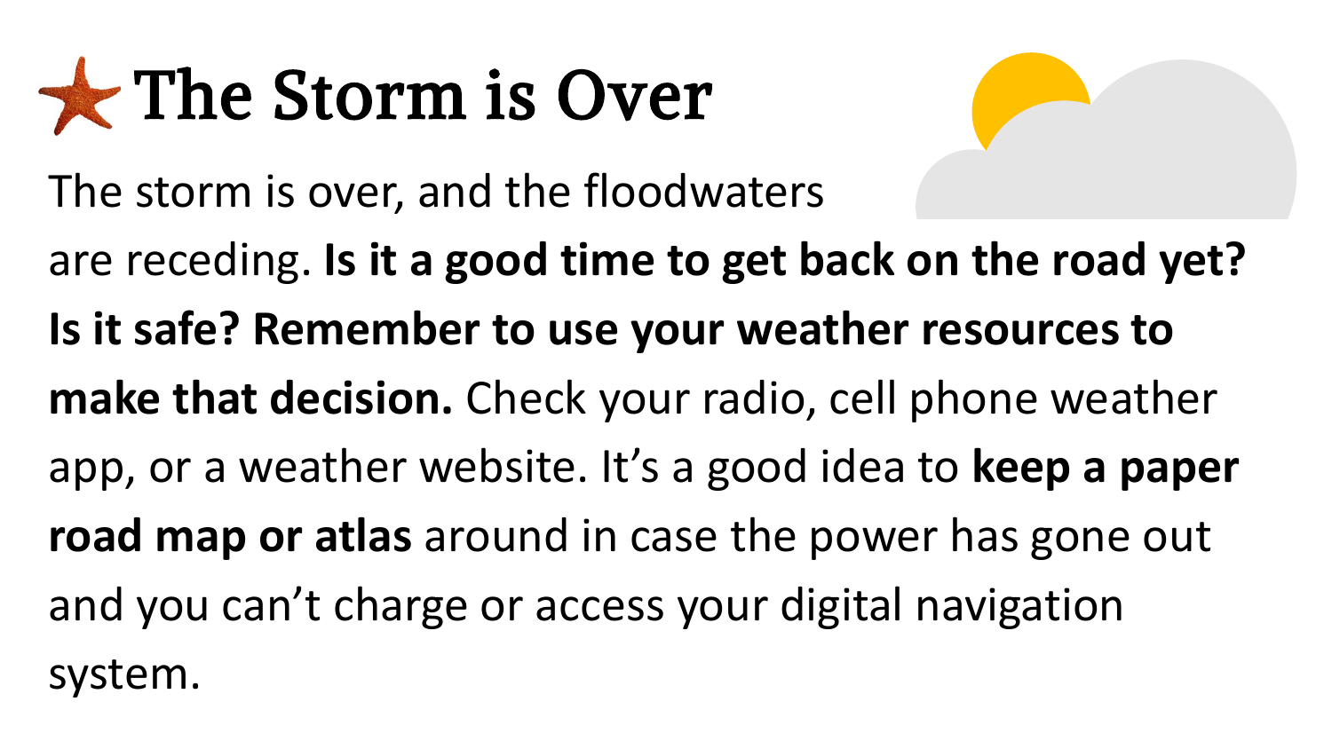# The Storm is Over

The storm is over, and the floodwaters are receding. **Is it a good time to get back on the road yet? Is it safe? Remember to use your weather resources to make that decision.** Check your radio, cell phone weather app, or a weather website. It's a good idea to **keep a paper road map or atlas** around in case the power has gone out and you can't charge or access your digital navigation system.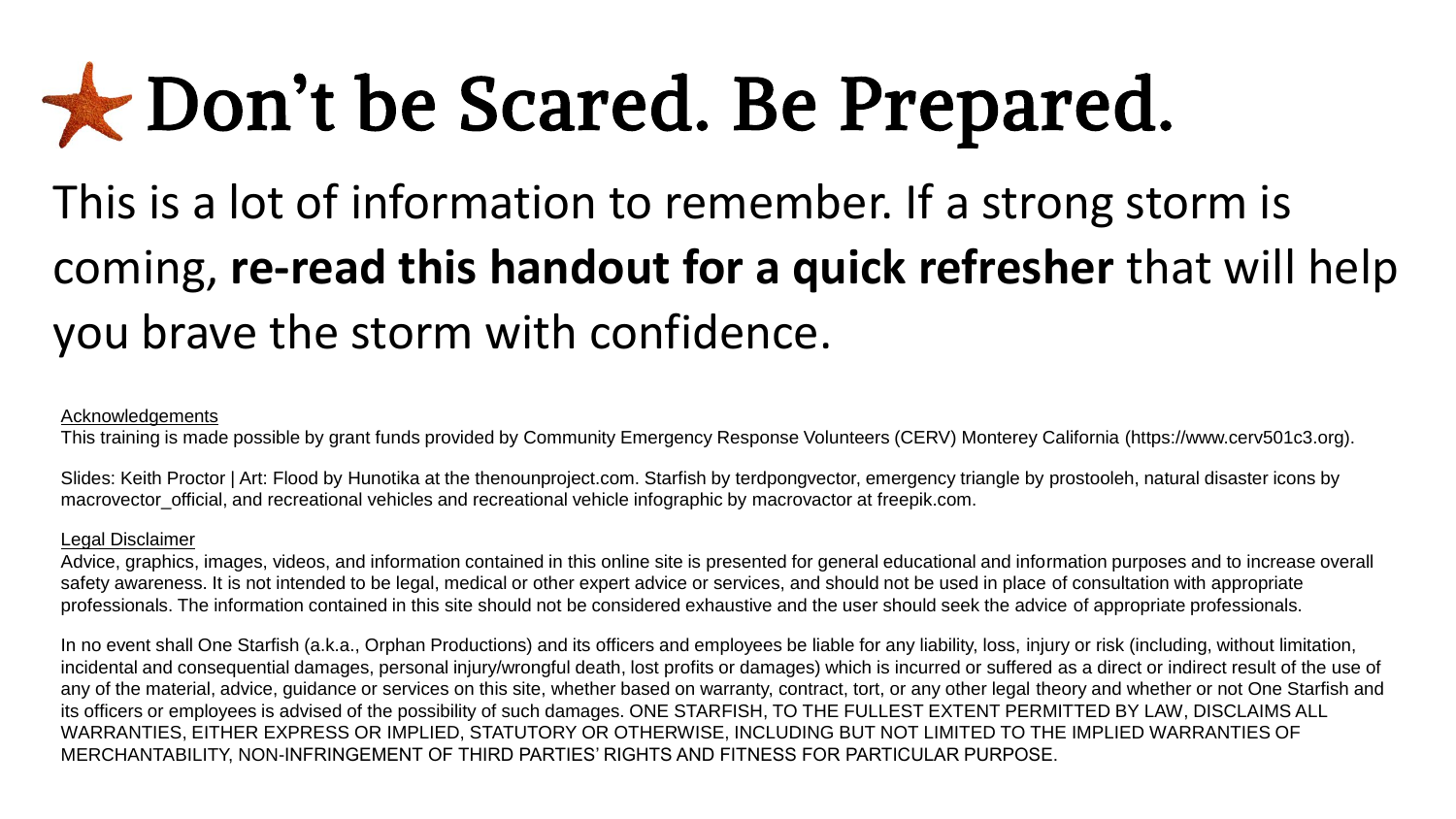# Don't be Scared. Be Prepared.

This is a lot of information to remember. If a strong storm is coming, **re-read this handout for a quick refresher** that will help you brave the storm with confidence.

Acknowledgements

This training is made possible by grant funds provided by Community Emergency Response Volunteers (CERV) Monterey California (https://www.cerv501c3.org).

Slides: Keith Proctor | Art: Flood by Hunotika at the thenounproject.com. Starfish by terdpongvector, emergency triangle by prostooleh, natural disaster icons by macrovector_official, and recreational vehicles and recreational vehicle infographic by macrovactor at freepik.com.

Legal Disclaimer

Advice, graphics, images, videos, and information contained in this online site is presented for general educational and information purposes and to increase overall safety awareness. It is not intended to be legal, medical or other expert advice or services, and should not be used in place of consultation with appropriate professionals. The information contained in this site should not be considered exhaustive and the user should seek the advice of appropriate professionals.

In no event shall One Starfish (a.k.a., Orphan Productions) and its officers and employees be liable for any liability, loss, injury or risk (including, without limitation, incidental and consequential damages, personal injury/wrongful death, lost profits or damages) which is incurred or suffered as a direct or indirect result of the use of any of the material, advice, guidance or services on this site, whether based on warranty, contract, tort, or any other legal theory and whether or not One Starfish and its officers or employees is advised of the possibility of such damages. ONE STARFISH, TO THE FULLEST EXTENT PERMITTED BY LAW, DISCLAIMS ALL WARRANTIES, EITHER EXPRESS OR IMPLIED, STATUTORY OR OTHERWISE, INCLUDING BUT NOT LIMITED TO THE IMPLIED WARRANTIES OF MERCHANTABILITY, NON-INFRINGEMENT OF THIRD PARTIES' RIGHTS AND FITNESS FOR PARTICULAR PURPOSE.